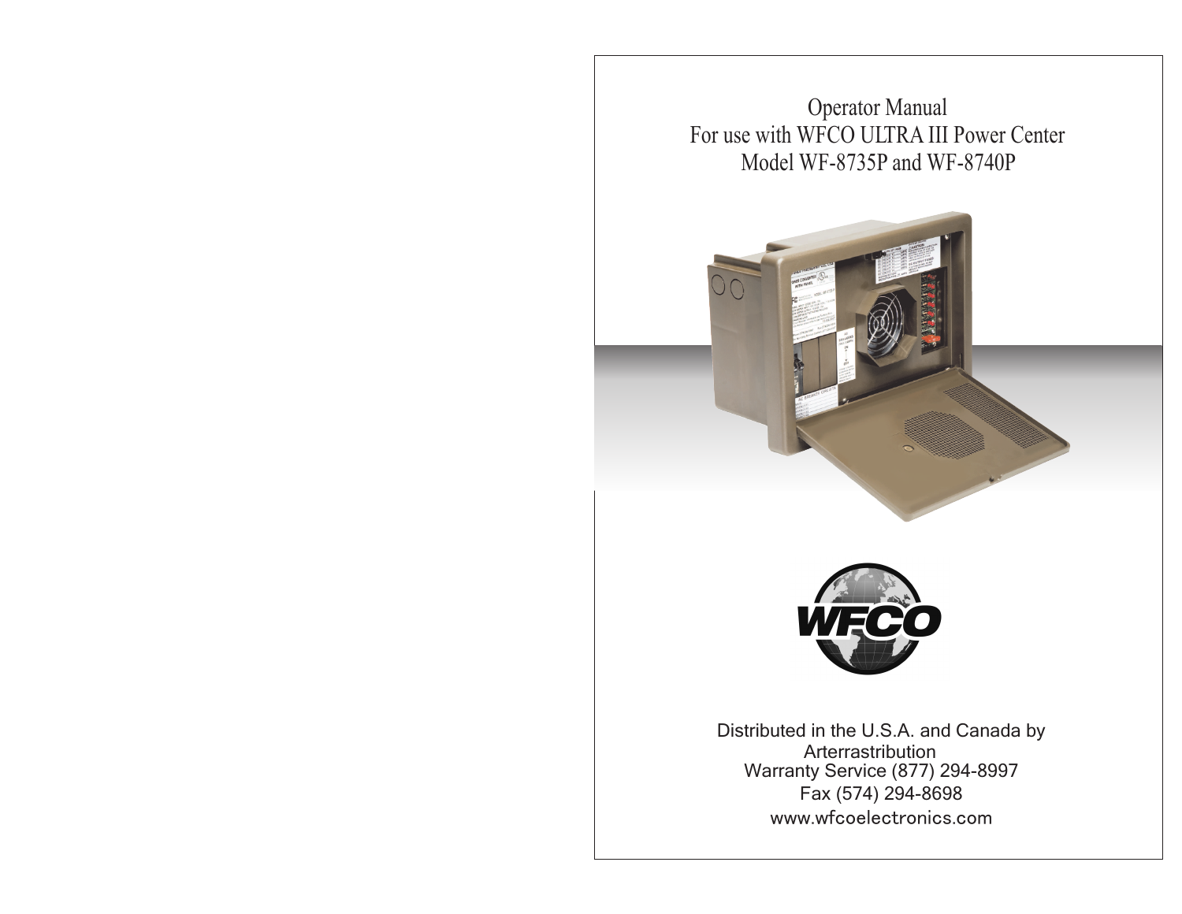# Operator Manual
## For use with WFCO ULTRA III Power Center
## Model WF-8735P and WF-8740P

WFCO

Distributed in the U.S.A. and Canada by
Arterrastribution
Warranty Service (877) 294-8997
Fax (574) 294-8698
www.wfcoelectronics.com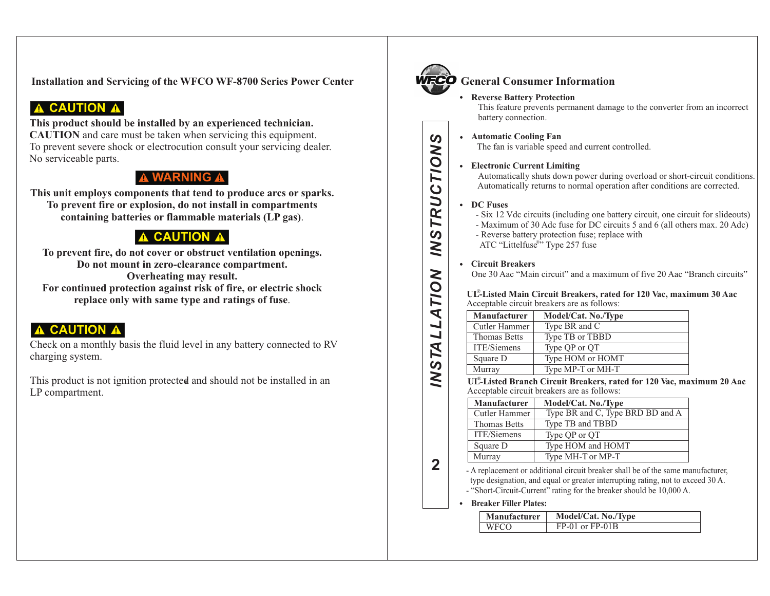**Installation and Servicing of the WFCO WF-8700 Series Power Center**

**⚠ CAUTION ⚠**

**This product should be installed by an experienced technician.**
**CAUTION** and care must be taken when servicing this equipment.
To prevent severe shock or electrocution consult your servicing dealer.
No serviceable parts.

**⚠ WARNING ⚠**

**This unit employs components that tend to produce arcs or sparks.**
**To prevent fire or explosion, do not install in compartments containing batteries or flammable materials (LP gas).**

**⚠ CAUTION ⚠**

**To prevent fire, do not cover or obstruct ventilation openings.**
**Do not mount in zero-clearance compartment.**
**Overheating may result.**
**For continued protection against risk of fire, or electric shock replace only with same type and ratings of fuse.**

**⚠ CAUTION ⚠**

Check on a monthly basis the fluid level in any battery connected to RV charging system.

This product is not ignition protected and should not be installed in an LP compartment.

INSTALLATION INSTRUCTIONS

## General Consumer Information

- **Reverse Battery Protection**
  This feature prevents permanent damage to the converter from an incorrect battery connection.

- **Automatic Cooling Fan**
  The fan is variable speed and current controlled.

- **Electronic Current Limiting**
  Automatically shuts down power during overload or short-circuit conditions. Automatically returns to normal operation after conditions are corrected.

- **DC Fuses**
  - Six 12 Vdc circuits (including one battery circuit, one circuit for slideouts)
  - Maximum of 30 Adc fuse for DC circuits 5 and 6 (all others max. 20 Adc)
  - Reverse battery protection fuse; replace with ATC “Littelfuse®” Type 257 fuse

- **Circuit Breakers**
  One 30 Aac “Main circuit” and a maximum of five 20 Aac “Branch circuits”

**UL®-Listed Main Circuit Breakers, rated for 120 Vac, maximum 30 Aac**
Acceptable circuit breakers are as follows:

| Manufacturer | Model/Cat. No./Type |
|---|---|
| Cutler Hammer | Type BR and C |
| Thomas Betts | Type TB or TBBD |
| ITE/Siemens | Type QP or QT |
| Square D | Type HOM or HOMT |
| Murray | Type MP-T or MH-T |

**UL®-Listed Branch Circuit Breakers, rated for 120 Vac, maximum 20 Aac**
Acceptable circuit breakers are as follows:

| Manufacturer | Model/Cat. No./Type |
|---|---|
| Cutler Hammer | Type BR and C, Type BRD BD and A |
| Thomas Betts | Type TB and TBBD |
| ITE/Siemens | Type QP or QT |
| Square D | Type HOM and HOMT |
| Murray | Type MH-T or MP-T |

- A replacement or additional circuit breaker shall be of the same manufacturer, type designation, and equal or greater interrupting rating, not to exceed 30 A.
- “Short-Circuit-Current” rating for the breaker should be 10,000 A.

- **Breaker Filler Plates:**

| Manufacturer | Model/Cat. No./Type |
|---|---|
| WFCO | FP-01 or FP-01B |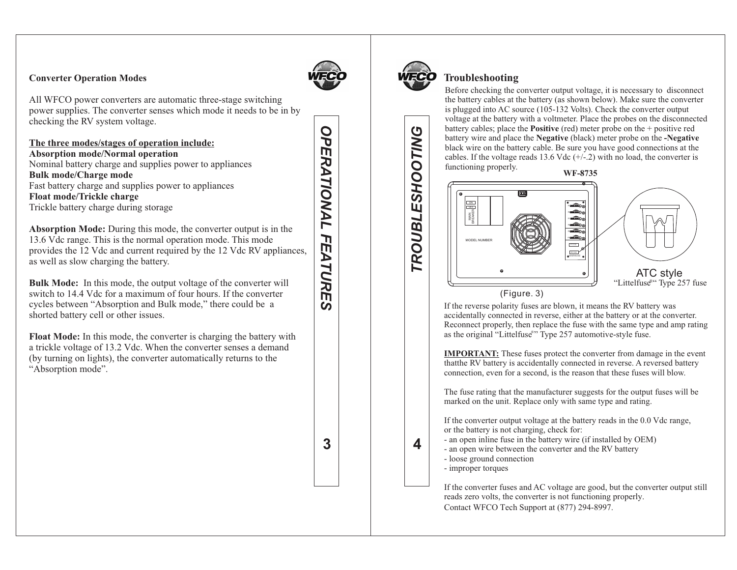## Converter Operation Modes

All WFCO power converters are automatic three-stage switching power supplies. The converter senses which mode it needs to be in by checking the RV system voltage.

**The three modes/stages of operation include:**

**Absorption mode/Normal operation**
Nominal battery charge and supplies power to appliances
**Bulk mode/Charge mode**
Fast battery charge and supplies power to appliances
**Float mode/Trickle charge**
Trickle battery charge during storage

**Absorption Mode:** During this mode, the converter output is in the 13.6 Vdc range. This is the normal operation mode. This mode provides the 12 Vdc and current required by the 12 Vdc RV appliances, as well as slow charging the battery.

**Bulk Mode:** In this mode, the output voltage of the converter will switch to 14.4 Vdc for a maximum of four hours. If the converter cycles between "Absorption and Bulk mode," there could be a shorted battery cell or other issues.

**Float Mode:** In this mode, the converter is charging the battery with a trickle voltage of 13.2 Vdc. When the converter senses a demand (by turning on lights), the converter automatically returns to the "Absorption mode".

## Troubleshooting

Before checking the converter output voltage, it is necessary to disconnect the battery cables at the battery (as shown below). Make sure the converter is plugged into AC source (105-132 Volts). Check the converter output voltage at the battery with a voltmeter. Place the probes on the disconnected battery cables; place the **Positive** (red) meter probe on the + positive red battery wire and place the **Negative** (black) meter probe on the **-Negative** black wire on the battery cable. Be sure you have good connections at the cables. If the voltage reads 13.6 Vdc (+/-.2) with no load, the converter is functioning properly.

**WF-8735**

ATC style
"Littelfuse®" Type 257 fuse

(Figure. 3)

If the reverse polarity fuses are blown, it means the RV battery was accidentally connected in reverse, either at the battery or at the converter. Reconnect properly, then replace the fuse with the same type and amp rating as the original "Littelfuse®" Type 257 automotive-style fuse.

**IMPORTANT:** These fuses protect the converter from damage in the event thatthe RV battery is accidentally connected in reverse. A reversed battery connection, even for a second, is the reason that these fuses will blow.

The fuse rating that the manufacturer suggests for the output fuses will be marked on the unit. Replace only with same type and rating.

If the converter output voltage at the battery reads in the 0.0 Vdc range, or the battery is not charging, check for:
- an open inline fuse in the battery wire (if installed by OEM)
- an open wire between the converter and the RV battery
- loose ground connection
- improper torques

If the converter fuses and AC voltage are good, but the converter output still reads zero volts, the converter is not functioning properly.
Contact WFCO Tech Support at (877) 294-8997.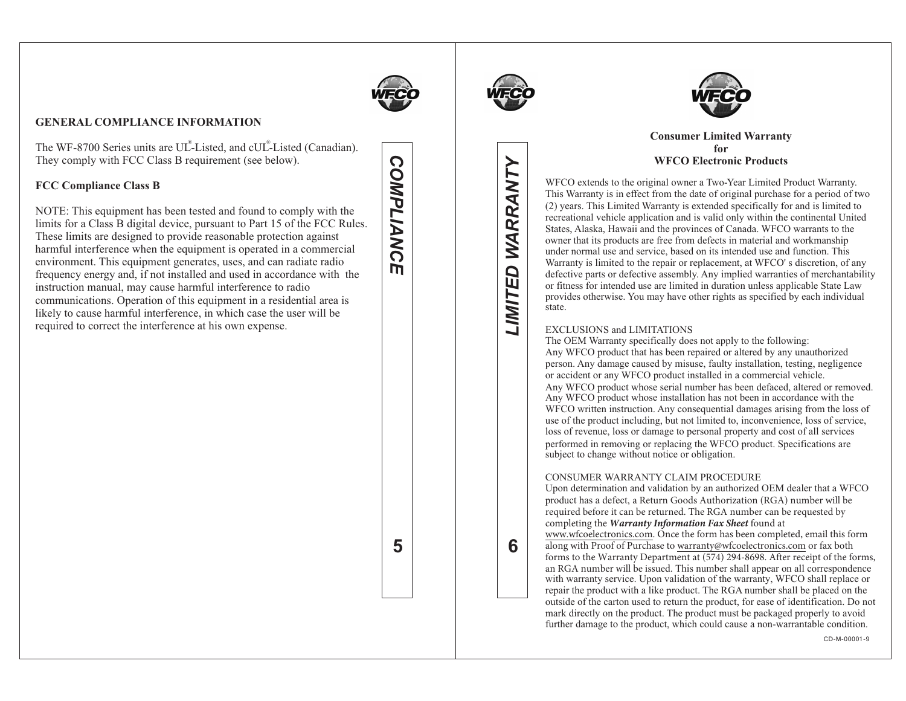## GENERAL COMPLIANCE INFORMATION

The WF-8700 Series units are UL®-Listed, and cUL®-Listed (Canadian). They comply with FCC Class B requirement (see below).

**FCC Compliance Class B**

NOTE: This equipment has been tested and found to comply with the limits for a Class B digital device, pursuant to Part 15 of the FCC Rules. These limits are designed to provide reasonable protection against harmful interference when the equipment is operated in a commercial environment. This equipment generates, uses, and can radiate radio frequency energy and, if not installed and used in accordance with the instruction manual, may cause harmful interference to radio communications. Operation of this equipment in a residential area is likely to cause harmful interference, in which case the user will be required to correct the interference at his own expense.

COMPLIANCE

LIMITED WARRANTY

## Consumer Limited Warranty for WFCO Electronic Products

WFCO extends to the original owner a Two-Year Limited Product Warranty. This Warranty is in effect from the date of original purchase for a period of two (2) years. This Limited Warranty is extended specifically for and is limited to recreational vehicle application and is valid only within the continental United States, Alaska, Hawaii and the provinces of Canada. WFCO warrants to the owner that its products are free from defects in material and workmanship under normal use and service, based on its intended use and function. This Warranty is limited to the repair or replacement, at WFCO' s discretion, of any defective parts or defective assembly. Any implied warranties of merchantability or fitness for intended use are limited in duration unless applicable State Law provides otherwise. You may have other rights as specified by each individual state.

EXCLUSIONS and LIMITATIONS

The OEM Warranty specifically does not apply to the following:
Any WFCO product that has been repaired or altered by any unauthorized person. Any damage caused by misuse, faulty installation, testing, negligence or accident or any WFCO product installed in a commercial vehicle.
Any WFCO product whose serial number has been defaced, altered or removed. Any WFCO product whose installation has not been in accordance with the WFCO written instruction. Any consequential damages arising from the loss of use of the product including, but not limited to, inconvenience, loss of service, loss of revenue, loss or damage to personal property and cost of all services performed in removing or replacing the WFCO product. Specifications are subject to change without notice or obligation.

CONSUMER WARRANTY CLAIM PROCEDURE

Upon determination and validation by an authorized OEM dealer that a WFCO product has a defect, a Return Goods Authorization (RGA) number will be required before it can be returned. The RGA number can be requested by completing the ***Warranty Information Fax Sheet*** found at www.wfcoelectronics.com. Once the form has been completed, email this form along with Proof of Purchase to warranty@wfcoelectronics.com or fax both forms to the Warranty Department at (574) 294-8698. After receipt of the forms, an RGA number will be issued. This number shall appear on all correspondence with warranty service. Upon validation of the warranty, WFCO shall replace or repair the product with a like product. The RGA number shall be placed on the outside of the carton used to return the product, for ease of identification. Do not mark directly on the product. The product must be packaged properly to avoid further damage to the product, which could cause a non-warrantable condition.

CD-M-00001-9